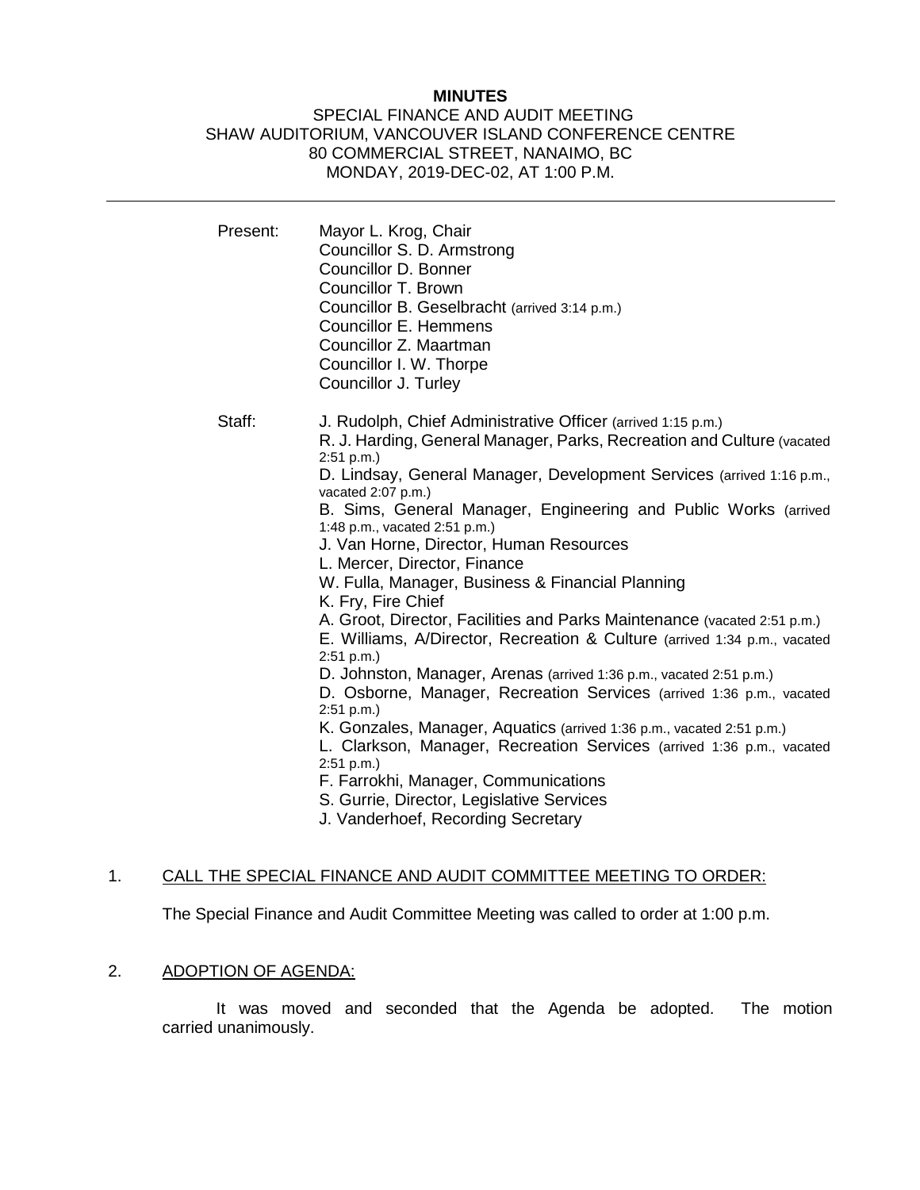# MINUTES

SPECIAL FINANCE AND AUDIT MEETING
SHAW AUDITORIUM, VANCOUVER ISLAND CONFERENCE CENTRE
80 COMMERCIAL STREET, NANAIMO, BC
MONDAY, 2019-DEC-02, AT 1:00 P.M.

---

Present: Mayor L. Krog, Chair
Councillor S. D. Armstrong
Councillor D. Bonner
Councillor T. Brown
Councillor B. Geselbracht (arrived 3:14 p.m.)
Councillor E. Hemmens
Councillor Z. Maartman
Councillor I. W. Thorpe
Councillor J. Turley

Staff: J. Rudolph, Chief Administrative Officer (arrived 1:15 p.m.)
R. J. Harding, General Manager, Parks, Recreation and Culture (vacated 2:51 p.m.)
D. Lindsay, General Manager, Development Services (arrived 1:16 p.m., vacated 2:07 p.m.)
B. Sims, General Manager, Engineering and Public Works (arrived 1:48 p.m., vacated 2:51 p.m.)
J. Van Horne, Director, Human Resources
L. Mercer, Director, Finance
W. Fulla, Manager, Business & Financial Planning
K. Fry, Fire Chief
A. Groot, Director, Facilities and Parks Maintenance (vacated 2:51 p.m.)
E. Williams, A/Director, Recreation & Culture (arrived 1:34 p.m., vacated 2:51 p.m.)
D. Johnston, Manager, Arenas (arrived 1:36 p.m., vacated 2:51 p.m.)
D. Osborne, Manager, Recreation Services (arrived 1:36 p.m., vacated 2:51 p.m.)
K. Gonzales, Manager, Aquatics (arrived 1:36 p.m., vacated 2:51 p.m.)
L. Clarkson, Manager, Recreation Services (arrived 1:36 p.m., vacated 2:51 p.m.)
F. Farrokhi, Manager, Communications
S. Gurrie, Director, Legislative Services
J. Vanderhoef, Recording Secretary

## 1. CALL THE SPECIAL FINANCE AND AUDIT COMMITTEE MEETING TO ORDER:

The Special Finance and Audit Committee Meeting was called to order at 1:00 p.m.

## 2. ADOPTION OF AGENDA:

It was moved and seconded that the Agenda be adopted. The motion carried unanimously.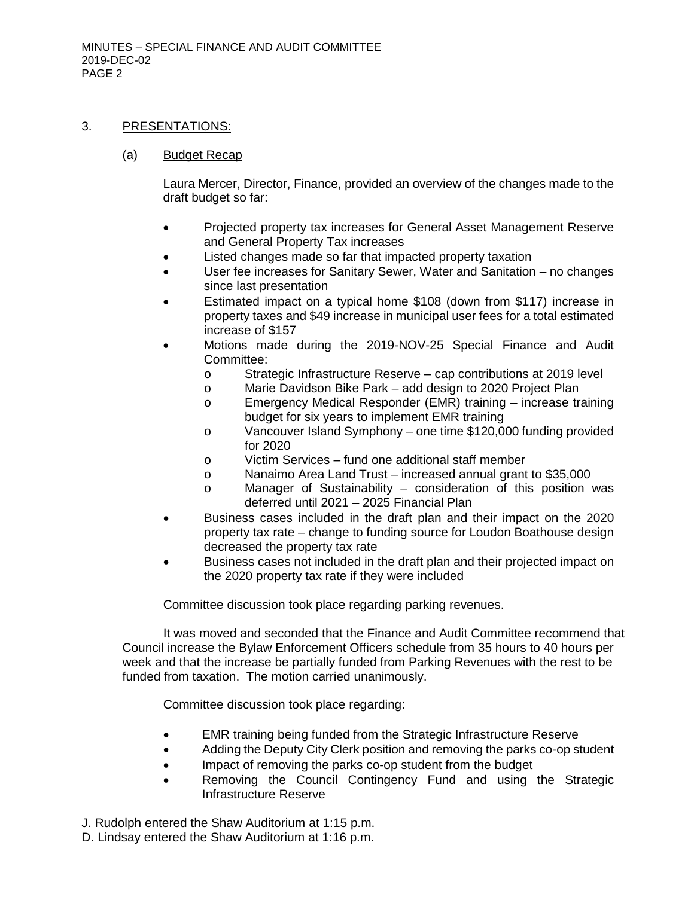## 3. PRESENTATIONS:

### (a) Budget Recap

Laura Mercer, Director, Finance, provided an overview of the changes made to the draft budget so far:

- Projected property tax increases for General Asset Management Reserve and General Property Tax increases
- Listed changes made so far that impacted property taxation
- User fee increases for Sanitary Sewer, Water and Sanitation – no changes since last presentation
- Estimated impact on a typical home $108 (down from $117) increase in property taxes and $49 increase in municipal user fees for a total estimated increase of $157
- Motions made during the 2019-NOV-25 Special Finance and Audit Committee:
  - Strategic Infrastructure Reserve – cap contributions at 2019 level
  - Marie Davidson Bike Park – add design to 2020 Project Plan
  - Emergency Medical Responder (EMR) training – increase training budget for six years to implement EMR training
  - Vancouver Island Symphony – one time $120,000 funding provided for 2020
  - Victim Services – fund one additional staff member
  - Nanaimo Area Land Trust – increased annual grant to $35,000
  - Manager of Sustainability – consideration of this position was deferred until 2021 – 2025 Financial Plan
- Business cases included in the draft plan and their impact on the 2020 property tax rate – change to funding source for Loudon Boathouse design decreased the property tax rate
- Business cases not included in the draft plan and their projected impact on the 2020 property tax rate if they were included

Committee discussion took place regarding parking revenues.

It was moved and seconded that the Finance and Audit Committee recommend that Council increase the Bylaw Enforcement Officers schedule from 35 hours to 40 hours per week and that the increase be partially funded from Parking Revenues with the rest to be funded from taxation. The motion carried unanimously.

Committee discussion took place regarding:

- EMR training being funded from the Strategic Infrastructure Reserve
- Adding the Deputy City Clerk position and removing the parks co-op student
- Impact of removing the parks co-op student from the budget
- Removing the Council Contingency Fund and using the Strategic Infrastructure Reserve

J. Rudolph entered the Shaw Auditorium at 1:15 p.m.
D. Lindsay entered the Shaw Auditorium at 1:16 p.m.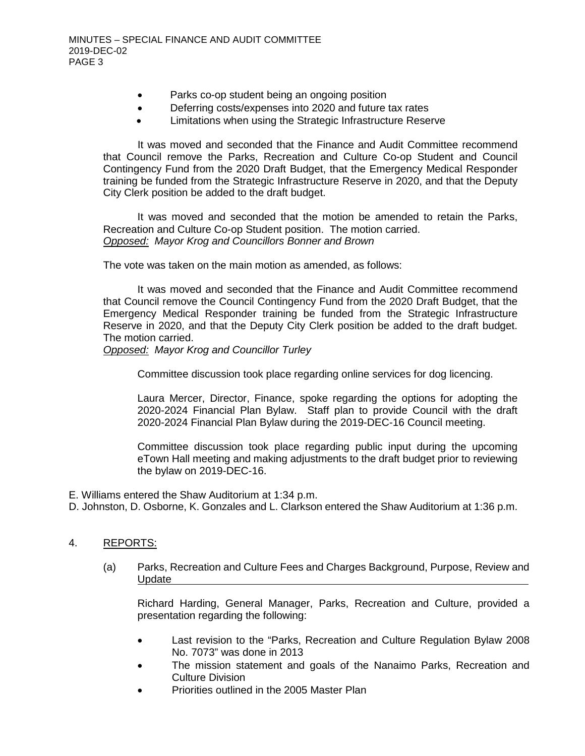- Parks co-op student being an ongoing position
- Deferring costs/expenses into 2020 and future tax rates
- Limitations when using the Strategic Infrastructure Reserve

It was moved and seconded that the Finance and Audit Committee recommend that Council remove the Parks, Recreation and Culture Co-op Student and Council Contingency Fund from the 2020 Draft Budget, that the Emergency Medical Responder training be funded from the Strategic Infrastructure Reserve in 2020, and that the Deputy City Clerk position be added to the draft budget.

It was moved and seconded that the motion be amended to retain the Parks, Recreation and Culture Co-op Student position. The motion carried.
*Opposed: Mayor Krog and Councillors Bonner and Brown*

The vote was taken on the main motion as amended, as follows:

It was moved and seconded that the Finance and Audit Committee recommend that Council remove the Council Contingency Fund from the 2020 Draft Budget, that the Emergency Medical Responder training be funded from the Strategic Infrastructure Reserve in 2020, and that the Deputy City Clerk position be added to the draft budget. The motion carried.
*Opposed: Mayor Krog and Councillor Turley*

Committee discussion took place regarding online services for dog licencing.

Laura Mercer, Director, Finance, spoke regarding the options for adopting the 2020-2024 Financial Plan Bylaw. Staff plan to provide Council with the draft 2020-2024 Financial Plan Bylaw during the 2019-DEC-16 Council meeting.

Committee discussion took place regarding public input during the upcoming eTown Hall meeting and making adjustments to the draft budget prior to reviewing the bylaw on 2019-DEC-16.

E. Williams entered the Shaw Auditorium at 1:34 p.m.
D. Johnston, D. Osborne, K. Gonzales and L. Clarkson entered the Shaw Auditorium at 1:36 p.m.

## 4. REPORTS:

### (a) Parks, Recreation and Culture Fees and Charges Background, Purpose, Review and Update

Richard Harding, General Manager, Parks, Recreation and Culture, provided a presentation regarding the following:

- Last revision to the "Parks, Recreation and Culture Regulation Bylaw 2008 No. 7073" was done in 2013
- The mission statement and goals of the Nanaimo Parks, Recreation and Culture Division
- Priorities outlined in the 2005 Master Plan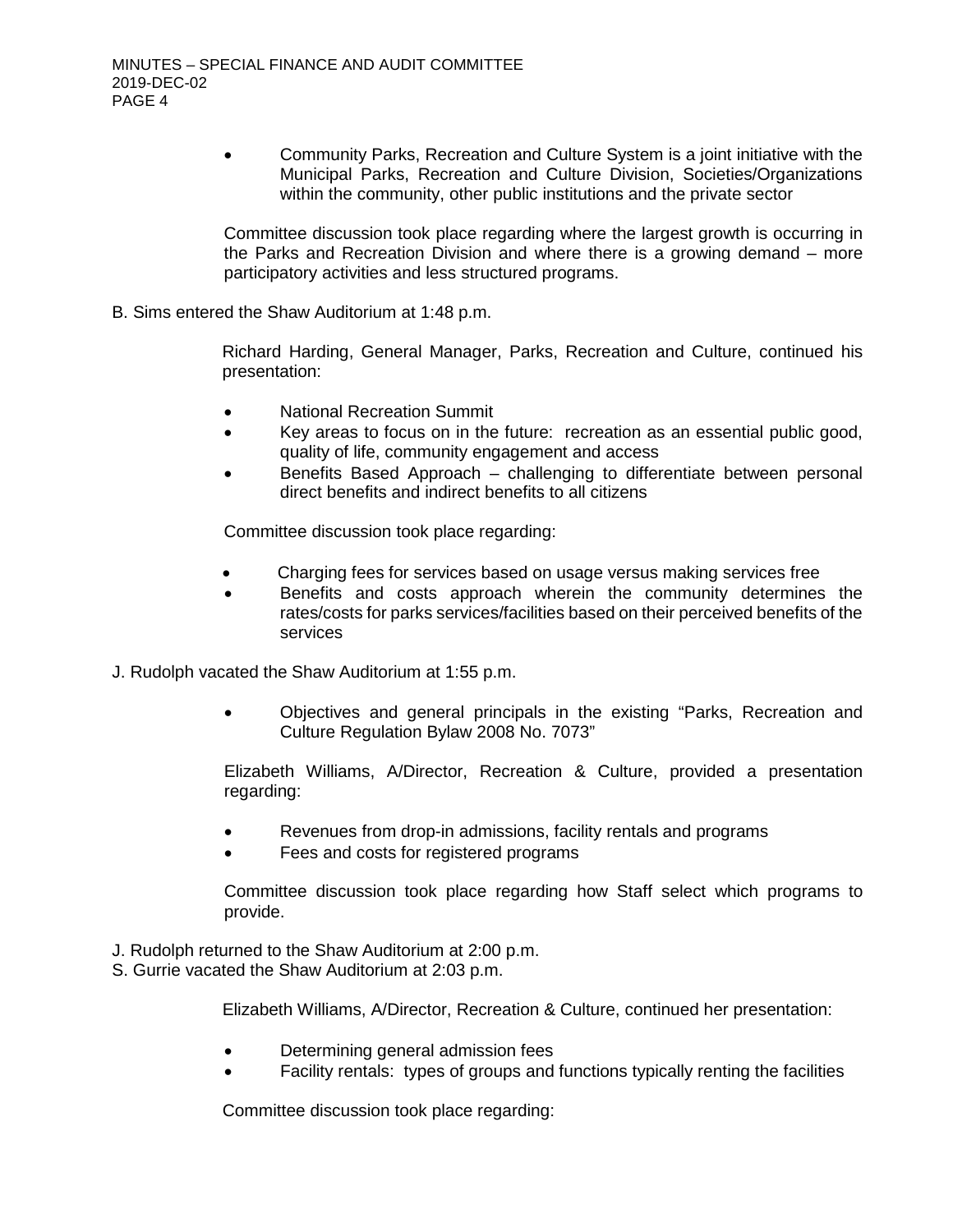- Community Parks, Recreation and Culture System is a joint initiative with the Municipal Parks, Recreation and Culture Division, Societies/Organizations within the community, other public institutions and the private sector

Committee discussion took place regarding where the largest growth is occurring in the Parks and Recreation Division and where there is a growing demand – more participatory activities and less structured programs.

B. Sims entered the Shaw Auditorium at 1:48 p.m.

Richard Harding, General Manager, Parks, Recreation and Culture, continued his presentation:

- National Recreation Summit
- Key areas to focus on in the future: recreation as an essential public good, quality of life, community engagement and access
- Benefits Based Approach – challenging to differentiate between personal direct benefits and indirect benefits to all citizens

Committee discussion took place regarding:

- Charging fees for services based on usage versus making services free
- Benefits and costs approach wherein the community determines the rates/costs for parks services/facilities based on their perceived benefits of the services

J. Rudolph vacated the Shaw Auditorium at 1:55 p.m.

- Objectives and general principals in the existing "Parks, Recreation and Culture Regulation Bylaw 2008 No. 7073"

Elizabeth Williams, A/Director, Recreation & Culture, provided a presentation regarding:

- Revenues from drop-in admissions, facility rentals and programs
- Fees and costs for registered programs

Committee discussion took place regarding how Staff select which programs to provide.

J. Rudolph returned to the Shaw Auditorium at 2:00 p.m.
S. Gurrie vacated the Shaw Auditorium at 2:03 p.m.

Elizabeth Williams, A/Director, Recreation & Culture, continued her presentation:

- Determining general admission fees
- Facility rentals: types of groups and functions typically renting the facilities

Committee discussion took place regarding: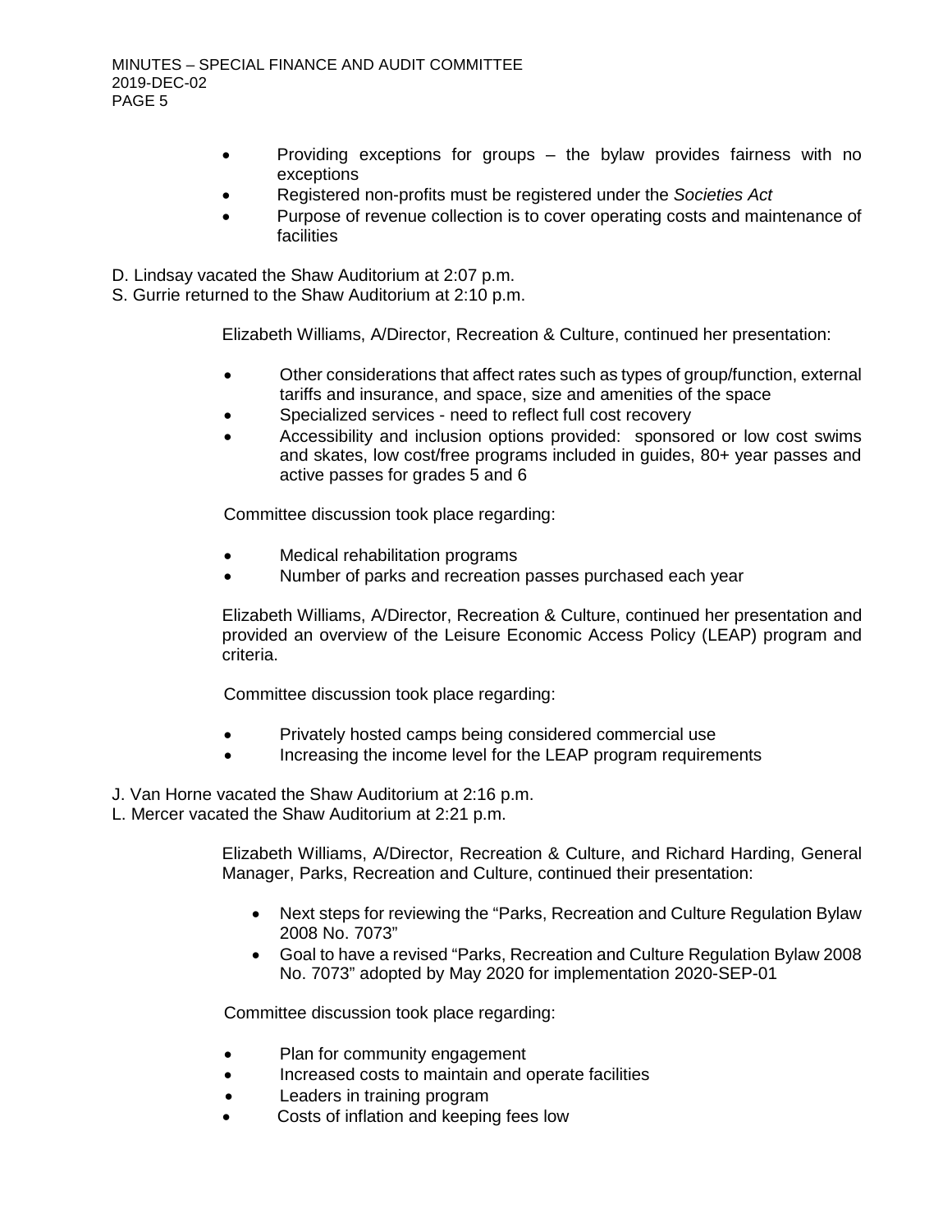- Providing exceptions for groups – the bylaw provides fairness with no exceptions
- Registered non-profits must be registered under the *Societies Act*
- Purpose of revenue collection is to cover operating costs and maintenance of facilities

D. Lindsay vacated the Shaw Auditorium at 2:07 p.m.
S. Gurrie returned to the Shaw Auditorium at 2:10 p.m.

Elizabeth Williams, A/Director, Recreation & Culture, continued her presentation:

- Other considerations that affect rates such as types of group/function, external tariffs and insurance, and space, size and amenities of the space
- Specialized services - need to reflect full cost recovery
- Accessibility and inclusion options provided: sponsored or low cost swims and skates, low cost/free programs included in guides, 80+ year passes and active passes for grades 5 and 6

Committee discussion took place regarding:

- Medical rehabilitation programs
- Number of parks and recreation passes purchased each year

Elizabeth Williams, A/Director, Recreation & Culture, continued her presentation and provided an overview of the Leisure Economic Access Policy (LEAP) program and criteria.

Committee discussion took place regarding:

- Privately hosted camps being considered commercial use
- Increasing the income level for the LEAP program requirements

J. Van Horne vacated the Shaw Auditorium at 2:16 p.m.
L. Mercer vacated the Shaw Auditorium at 2:21 p.m.

Elizabeth Williams, A/Director, Recreation & Culture, and Richard Harding, General Manager, Parks, Recreation and Culture, continued their presentation:

- Next steps for reviewing the "Parks, Recreation and Culture Regulation Bylaw 2008 No. 7073"
- Goal to have a revised "Parks, Recreation and Culture Regulation Bylaw 2008 No. 7073" adopted by May 2020 for implementation 2020-SEP-01

Committee discussion took place regarding:

- Plan for community engagement
- Increased costs to maintain and operate facilities
- Leaders in training program
- Costs of inflation and keeping fees low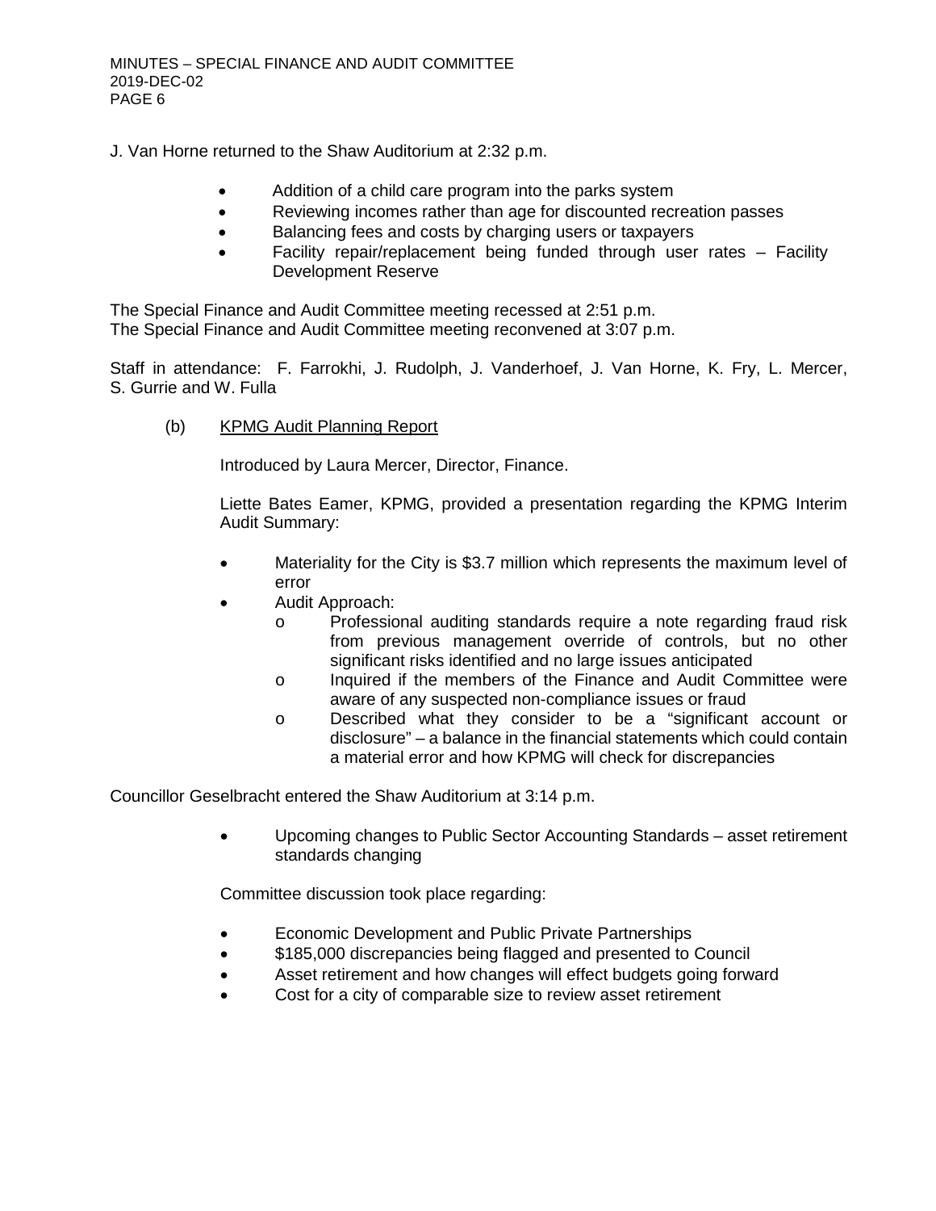J. Van Horne returned to the Shaw Auditorium at 2:32 p.m.

- Addition of a child care program into the parks system
- Reviewing incomes rather than age for discounted recreation passes
- Balancing fees and costs by charging users or taxpayers
- Facility repair/replacement being funded through user rates – Facility Development Reserve

The Special Finance and Audit Committee meeting recessed at 2:51 p.m.
The Special Finance and Audit Committee meeting reconvened at 3:07 p.m.

Staff in attendance: F. Farrokhi, J. Rudolph, J. Vanderhoef, J. Van Horne, K. Fry, L. Mercer, S. Gurrie and W. Fulla

(b) KPMG Audit Planning Report

Introduced by Laura Mercer, Director, Finance.

Liette Bates Eamer, KPMG, provided a presentation regarding the KPMG Interim Audit Summary:

- Materiality for the City is $3.7 million which represents the maximum level of error
- Audit Approach:
  - Professional auditing standards require a note regarding fraud risk from previous management override of controls, but no other significant risks identified and no large issues anticipated
  - Inquired if the members of the Finance and Audit Committee were aware of any suspected non-compliance issues or fraud
  - Described what they consider to be a "significant account or disclosure" – a balance in the financial statements which could contain a material error and how KPMG will check for discrepancies

Councillor Geselbracht entered the Shaw Auditorium at 3:14 p.m.

- Upcoming changes to Public Sector Accounting Standards – asset retirement standards changing

Committee discussion took place regarding:

- Economic Development and Public Private Partnerships
- $185,000 discrepancies being flagged and presented to Council
- Asset retirement and how changes will effect budgets going forward
- Cost for a city of comparable size to review asset retirement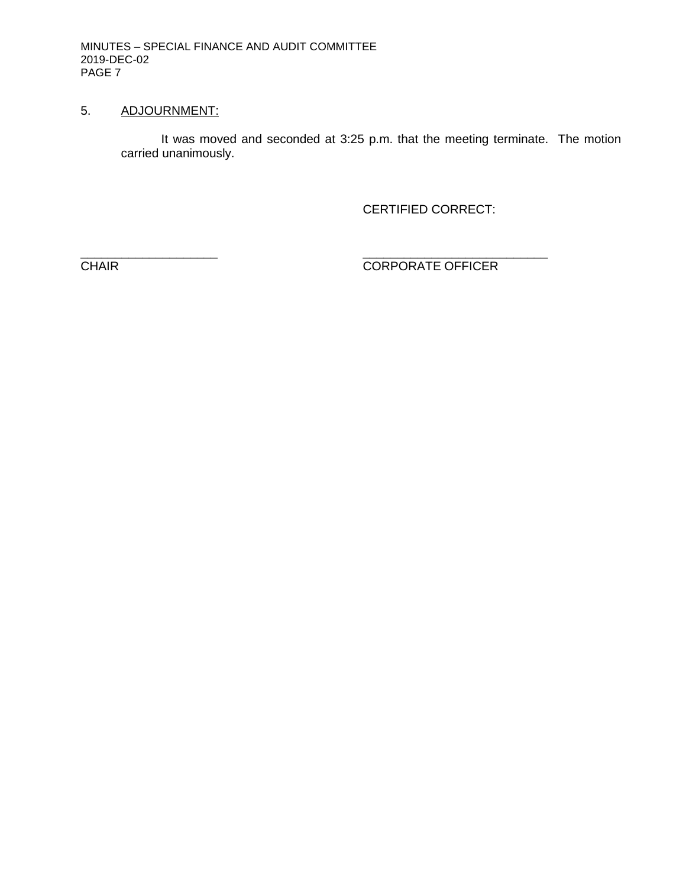## 5. ADJOURNMENT:

It was moved and seconded at 3:25 p.m. that the meeting terminate. The motion carried unanimously.

CERTIFIED CORRECT:

| | |
|---|---|
| _____________________ | ____________________________ |
| CHAIR | CORPORATE OFFICER |